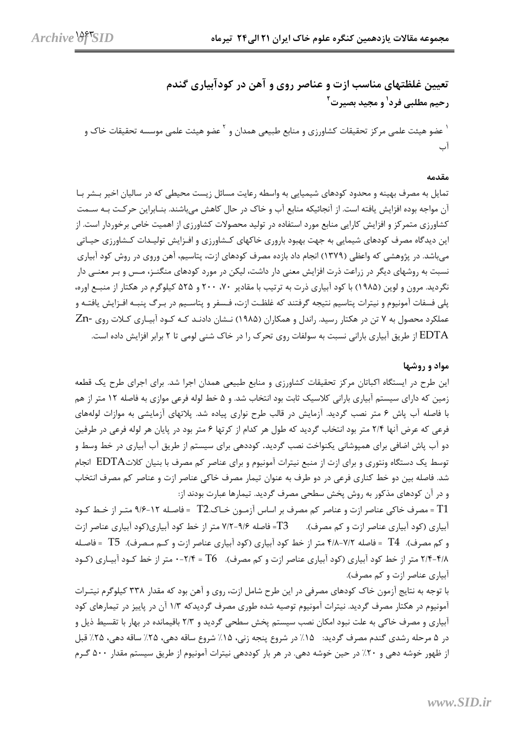# تعیین غلظتهای مناسب ازت و عناصر روی و آهن در کودآبیاری گندم

**رحیم مطلبی فرد[1] و مجید بصیرت[2]**

[1] عضو هیئت علمی مرکز تحقیقات کشاورزی و منابع طبیعی همدان و [2] عضو هیئت علمی موسسه تحقیقات خاک و آب

## مقدمه

تمایل به مصرف بهینه و محدود کودهای شیمیایی به واسطه رعایت مسائل زیست محیطی که در سالیان اخیر بشر با آن مواجه بوده افزایش یافته است. از آنجائیکه منابع آب و خاک در حال کاهش می‌باشند. بنابراین حرکت به سمت کشاورزی متمرکز و افزایش کارایی منابع مورد استفاده در تولید محصولات کشاورزی از اهمیت خاص برخوردار است. از این دیدگاه مصرف کودهای شیمیایی به جهت بهبود باروری خاکهای کشاورزی و افزایش تولیدات کشاورزی حیاتی می‌باشد. در پژوهشی که واعظی (۱۳۷۹) انجام داد بازده مصرف کودهای ازت، پتاسیم، آهن وروی در روش کود آبیاری نسبت به روشهای دیگر در زراعت ذرت افزایش معنی دار داشت، لیکن در مورد کودهای منگنز، مس و بر معنی دار نگردید. مرون و لوین (۱۹۸۵) با کود آبیاری ذرت به ترتیب با مقادیر ۷۰، ۲۰۰ و ۵۲۵ کیلوگرم در هکتار از منبع اوره، پلی فسفات آمونیوم و نیترات پتاسیم نتیجه گرفتند که غلظت ازت، فسفر و پتاسیم در برگ پنبه افزایش یافته و عملکرد محصول به ۷ تن در هکتار رسید. راندل و همکاران (۱۹۸۵) نشان دادند که کود آبیاری کلات روی Zn-EDTA از طریق آبیاری بارانی نسبت به سولفات روی تحرک را در خاک شنی لومی تا ۲ برابر افزایش داده است.

## مواد و روشها

این طرح در ایستگاه اکباتان مرکز تحقیقات کشاورزی و منابع طبیعی همدان اجرا شد. برای اجرای طرح یک قطعه زمین که دارای سیستم آبیاری بارانی کلاسیک ثابت بود انتخاب شد. و ۵ خط لوله فرعی موازی به فاصله ۱۲ متر از هم با فاصله آب پاش ۶ متر نصب گردید. آزمایش در قالب طرح نواری پیاده شد. پلاتهای آزمایشی به موازات لوله‌های فرعی که عرض آنها ۲/۴ متر بود انتخاب گردید که طول هر کدام از کرتها ۶ متر بود در پایان هر لوله فرعی در طرفین دو آب پاش اضافی برای همپوشانی یکنواخت نصب گردید. کوددهی برای سیستم از طریق آب آبیاری در خط وسط و توسط یک دستگاه ونتوری و برای ازت از منبع نیترات آمونیوم و برای عناصر کم مصرف با بنیان کلات EDTA انجام شد. فاصله بین دو خط کناری فرعی در دو طرف به عنوان تیمار مصرف خاکی عناصر ازت و عناصر کم مصرف انتخاب و در آن کودهای مذکور به روش پخش سطحی مصرف گردید. تیمارها عبارت بودند از:

T1 = مصرف خاکی عناصر ازت و عناصر کم مصرف بر اساس آزمون خاک.T2 = فاصله ۱۲-۹/۶ متر از خط کود آبیاری (کود آبیاری عناصر ازت و کم مصرف). T3= فاصله ۹/۶-۷/۲ متر از خط کود آبیاری(کود آبیاری عناصر ازت و کم مصرف). T4 = فاصله ۷/۲-۴/۸ متر از خط کود آبیاری (کود آبیاری عناصر ازت و کم مصرف). T5 = فاصله ۴/۸-۲/۴ متر از خط کود آبیاری (کود آبیاری عناصر ازت و کم مصرف). T6 = ۲/۴-۰ متر از خط کود آبیاری (کود آبیاری عناصر ازت و کم مصرف).

با توجه به نتایج آزمون خاک کودهای مصرفی در این طرح شامل ازت، روی و آهن بود که مقدار ۳۳۸ کیلوگرم نیترات آمونیوم در هکتار مصرف گردید. نیترات آمونیوم توصیه شده طوری مصرف گردیدکه ۱/۳ آن در پاییز در تیمارهای کود آبیاری و مصرف خاکی به علت نبود امکان نصب سیستم پخش سطحی مصرف گردید و ۲/۳ باقیمانده در بهار با تقسیط ذیل و در ۵ مرحله رشدی گندم مصرف گردید: ۱۵٪ در شروع پنجه زنی، ۱۵٪ شروع ساقه دهی، ۲۵٪ ساقه دهی، ۲۵٪ قبل از ظهور خوشه دهی و ۲۰٪ در حین خوشه دهی. در هر بار کوددهی نیترات آمونیوم از طریق سیستم مقدار ۵۰۰ گرم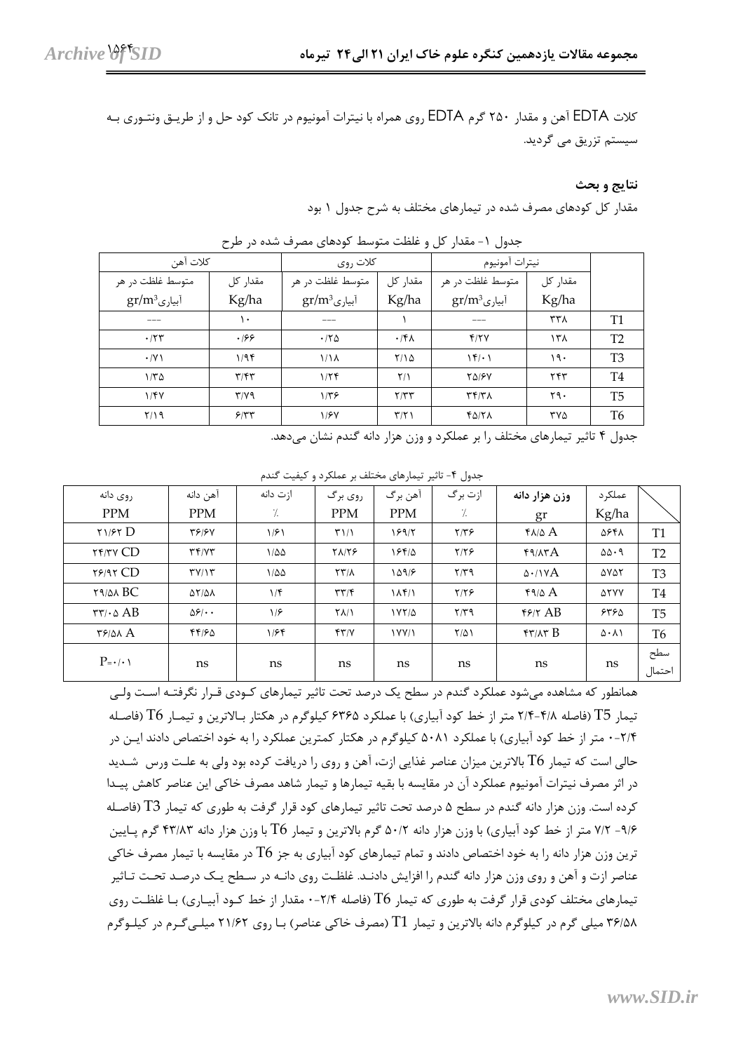کلات EDTA آهن و مقدار ۲۵۰ گرم EDTA روی همراه با نیترات آمونیوم در تانک کود حل و از طریق ونتوری به سیستم تزریق می گردید.

## نتایج و بحث

مقدار کل کودهای مصرف شده در تیمارهای مختلف به شرح جدول ۱ بود

جدول ۱- مقدار کل و غلظت متوسط کودهای مصرف شده در طرح

| | نیترات آمونیوم | | کلات روی | | کلات آهن | |
|---|---|---|---|---|---|---|
| | مقدار کل Kg/ha | متوسط غلظت در هر آبیاری $gr/m^3$ | مقدار کل Kg/ha | متوسط غلظت در هر آبیاری $gr/m^3$ | مقدار کل Kg/ha | متوسط غلظت در هر آبیاری $gr/m^3$ |
| T1 | ۳۳۸ | --- | ۱ | --- | ۱۰ | --- |
| T2 | ۱۳۸ | ۴/۲۷ | ۰/۴۸ | ۰/۲۵ | ۰/۶۶ | ۰/۲۳ |
| T3 | ۱۹۰ | ۱۴/۰۱ | ۲/۱۵ | ۱/۱۸ | ۱/۹۴ | ۰/۷۱ |
| T4 | ۲۴۳ | ۲۵/۶۷ | ۲/۱ | ۱/۲۴ | ۳/۴۳ | ۱/۳۵ |
| T5 | ۲۹۰ | ۳۴/۳۸ | ۲/۳۳ | ۱/۳۶ | ۳/۷۹ | ۱/۴۷ |
| T6 | ۳۷۵ | ۴۵/۲۸ | ۳/۲۱ | ۱/۶۷ | ۶/۳۳ | ۲/۱۹ |

جدول ۴ تاثیر تیمارهای مختلف را بر عملکرد و وزن هزار دانه گندم نشان می‌دهد.

جدول ۴- تاثیر تیمارهای مختلف بر عملکرد و کیفیت گندم

| | عملکرد Kg/ha | **وزن هزار دانه** gr | ازت برگ ٪ | آهن برگ PPM | روی برگ PPM | ازت دانه ٪ | آهن دانه PPM | روی دانه PPM |
|---|---|---|---|---|---|---|---|---|
| T1 | ۵۶۴۸ | ۴۸/۵ A | ۲/۳۶ | ۱۶۹/۲ | ۳۱/۱ | ۱/۶۱ | ۳۶/۶۷ | ۲۱/۶۲ D |
| T2 | ۵۵۰۹ | ۴۹/۸۳A | ۲/۲۶ | ۱۶۴/۵ | ۲۸/۲۶ | ۱/۵۵ | ۳۴/۷۳ | ۲۴/۳۷ CD |
| T3 | ۵۷۵۲ | ۵۰/۱۷A | ۲/۳۹ | ۱۵۹/۶ | ۲۳/۸ | ۱/۵۵ | ۳۷/۱۳ | ۲۶/۹۲ CD |
| T4 | ۵۲۷۷ | ۴۹/۵ A | ۲/۲۶ | ۱۸۴/۱ | ۳۳/۴ | ۱/۴ | ۵۲/۵۸ | ۲۹/۵۸ BC |
| T5 | ۶۳۶۵ | ۴۶/۲ AB | ۲/۳۹ | ۱۷۲/۵ | ۲۸/۱ | ۱/۶ | ۵۶/۰۰ | ۳۳/۰۵ AB |
| T6 | ۵۰۸۱ | ۴۳/۸۳ B | ۲/۵۱ | ۱۷۷/۱ | ۴۳/۷ | ۱/۶۴ | ۴۴/۶۵ | ۳۶/۵۸ A |
| سطح احتمال | ns | ns | ns | ns | ns | ns | ns | P=۰/۰۱ |

همانطور که مشاهده می‌شود عملکرد گندم در سطح یک درصد تحت تاثیر تیمارهای کودی قرار نگرفته است ولی تیمار T5 (فاصله ۴/۸-۲/۴ متر از خط کود آبیاری) با عملکرد ۶۳۶۵ کیلوگرم در هکتار بالاترین و تیمار T6 (فاصله ۲/۴-۰ متر از خط کود آبیاری) با عملکرد ۵۰۸۱ کیلوگرم در هکتار کمترین عملکرد را به خود اختصاص دادند این در حالی است که تیمار T6 بالاترین میزان عناصر غذایی ازت، آهن و روی را دریافت کرده بود ولی به علت ورس شدید در اثر مصرف نیترات آمونیوم عملکرد آن در مقایسه با بقیه تیمارها و تیمار شاهد مصرف خاکی این عناصر کاهش پیدا کرده است. وزن هزار دانه گندم در سطح ۵ درصد تحت تاثیر تیمارهای کود قرار گرفت به طوری که تیمار T3 (فاصله ۹/۶- ۷/۲ متر از خط کود آبیاری) با وزن هزار دانه ۵۰/۲ گرم بالاترین و تیمار T6 با وزن هزار دانه ۴۳/۸۳ گرم پایین ترین وزن هزار دانه را به خود اختصاص دادند و تمام تیمارهای کود آبیاری به جز T6 در مقایسه با تیمار مصرف خاکی عناصر ازت و آهن و روی وزن هزار دانه گندم را افزایش دادند. غلظت روی دانه در سطح یک درصد تحت تاثیر تیمارهای مختلف کودی قرار گرفت به طوری که تیمار T6 (فاصله ۲/۴-۰ مقدار از خط کود آبیاری) با غلظت روی ۳۶/۵۸ میلی گرم در کیلوگرم دانه بالاترین و تیمار T1 (مصرف خاکی عناصر) با روی ۲۱/۶۲ میلی‌گرم در کیلوگرم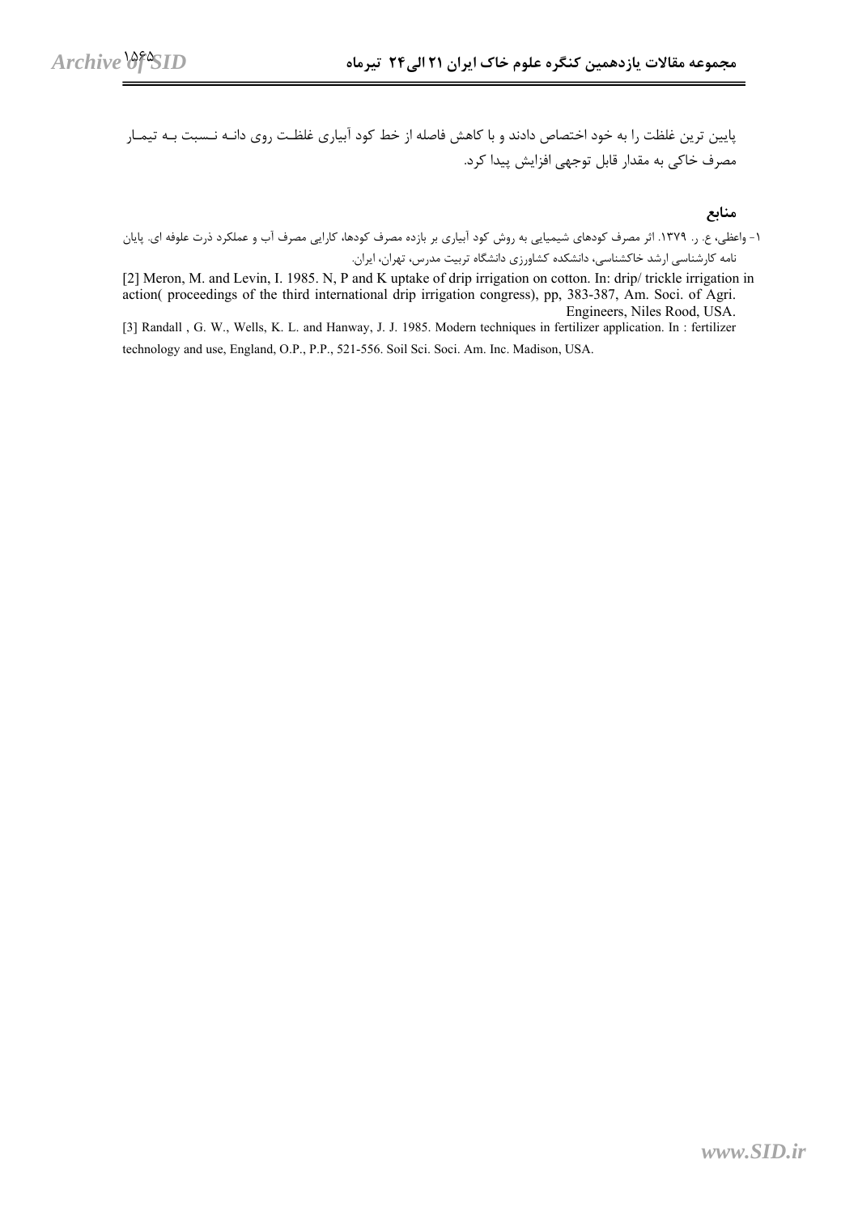پایین ترین غلظت را به خود اختصاص دادند و با کاهش فاصله از خط کود آبیاری غلظـت روی دانـه نـسبت بـه تیمـار مصرف خاکی به مقدار قابل توجهی افزایش پیدا کرد.

## منابع

۱- واعظی، ع. ر. ۱۳۷۹. اثر مصرف کودهای شیمیایی به روش کود آبیاری بر بازده مصرف کودها، کارایی مصرف آب و عملکرد ذرت علوفه ای. پایان نامه کارشناسی ارشد خاکشناسی، دانشکده کشاورزی دانشگاه تربیت مدرس، تهران، ایران.

[2] Meron, M. and Levin, I. 1985. N, P and K uptake of drip irrigation on cotton. In: drip/ trickle irrigation in action( proceedings of the third international drip irrigation congress), pp, 383-387, Am. Soci. of Agri. Engineers, Niles Rood, USA.

[3] Randall , G. W., Wells, K. L. and Hanway, J. J. 1985. Modern techniques in fertilizer application. In : fertilizer technology and use, England, O.P., P.P., 521-556. Soil Sci. Soci. Am. Inc. Madison, USA.